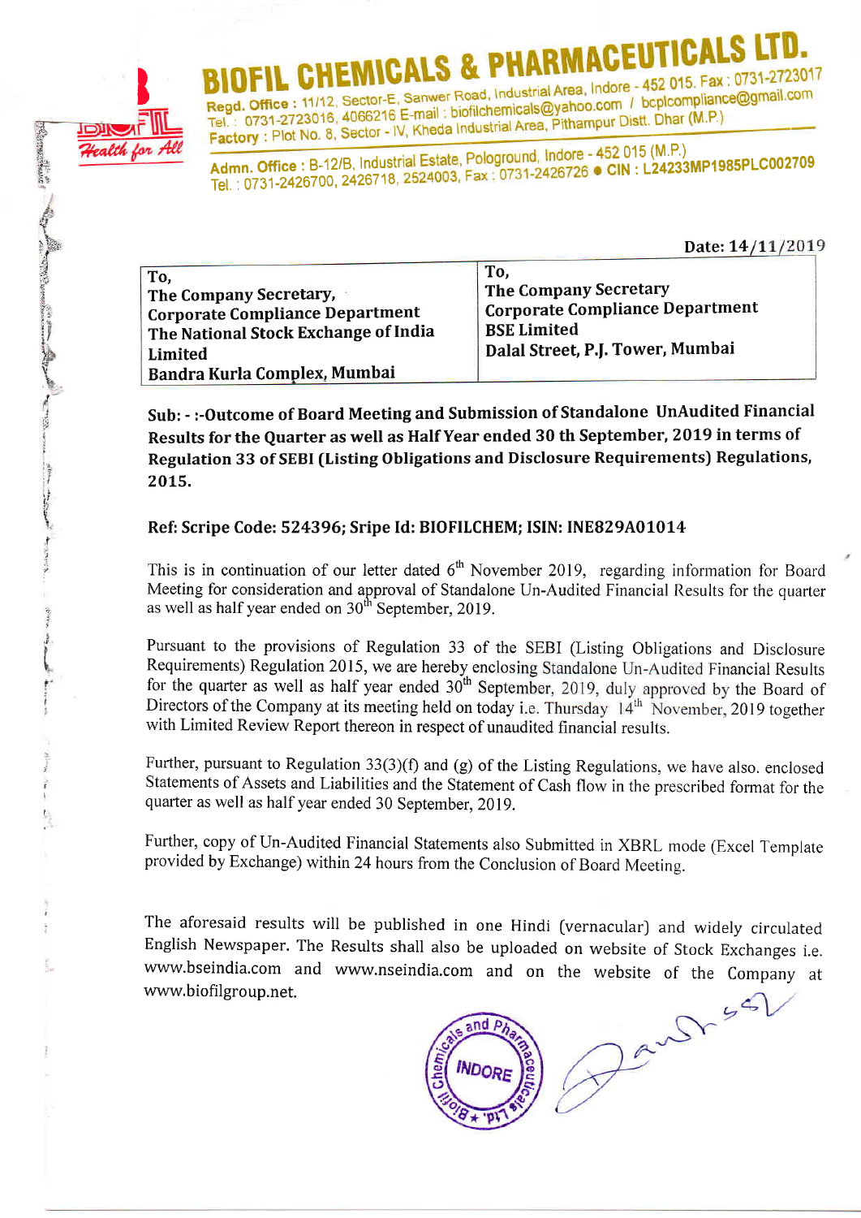# BIOFIL CHEMICALS & PHARMACEUTICALS LTD.

**Regd. Office :** 11/12, Sector-E, Sanwer Road, Industrial Area, Indore - 452 015. Fax : 0731-2723017
Tel. : 0731-2723016, 4066216 E-mail : biofilchemicals@yahoo.com / bcplcompliance@gmail.com
**Factory :** Plot No. 8, Sector - IV, Kheda Industrial Area, Pithampur Distt. Dhar (M.P.)

**Admn. Office :** B-12/B, Industrial Estate, Pologround, Indore - 452 015 (M.P.)
Tel. : 0731-2426700, 2426718, 2524003, Fax : 0731-2426726 • CIN : L24233MP1985PLC002709

Health for All

**Date: 14/11/2019**

| To, The Company Secretary, Corporate Compliance Department The National Stock Exchange of India Limited Bandra Kurla Complex, Mumbai | To, The Company Secretary Corporate Compliance Department BSE Limited Dalal Street, P.J. Tower, Mumbai |
|---|---|

**Sub: - :-Outcome of Board Meeting and Submission of Standalone UnAudited Financial Results for the Quarter as well as Half Year ended 30 th September, 2019 in terms of Regulation 33 of SEBI (Listing Obligations and Disclosure Requirements) Regulations, 2015.**

**Ref: Scripe Code: 524396; Sripe Id: BIOFILCHEM; ISIN: INE829A01014**

This is in continuation of our letter dated 6th November 2019, regarding information for Board Meeting for consideration and approval of Standalone Un-Audited Financial Results for the quarter as well as half year ended on 30th September, 2019.

Pursuant to the provisions of Regulation 33 of the SEBI (Listing Obligations and Disclosure Requirements) Regulation 2015, we are hereby enclosing Standalone Un-Audited Financial Results for the quarter as well as half year ended 30th September, 2019, duly approved by the Board of Directors of the Company at its meeting held on today i.e. Thursday 14th November, 2019 together with Limited Review Report thereon in respect of unaudited financial results.

Further, pursuant to Regulation 33(3)(f) and (g) of the Listing Regulations, we have also. enclosed Statements of Assets and Liabilities and the Statement of Cash flow in the prescribed format for the quarter as well as half year ended 30 September, 2019.

Further, copy of Un-Audited Financial Statements also Submitted in XBRL mode (Excel Template provided by Exchange) within 24 hours from the Conclusion of Board Meeting.

The aforesaid results will be published in one Hindi (vernacular) and widely circulated English Newspaper. The Results shall also be uploaded on website of Stock Exchanges i.e. www.bseindia.com and www.nseindia.com and on the website of the Company at www.biofilgroup.net.

Biofil Chemicals and Pharmaceuticals Ltd. INDORE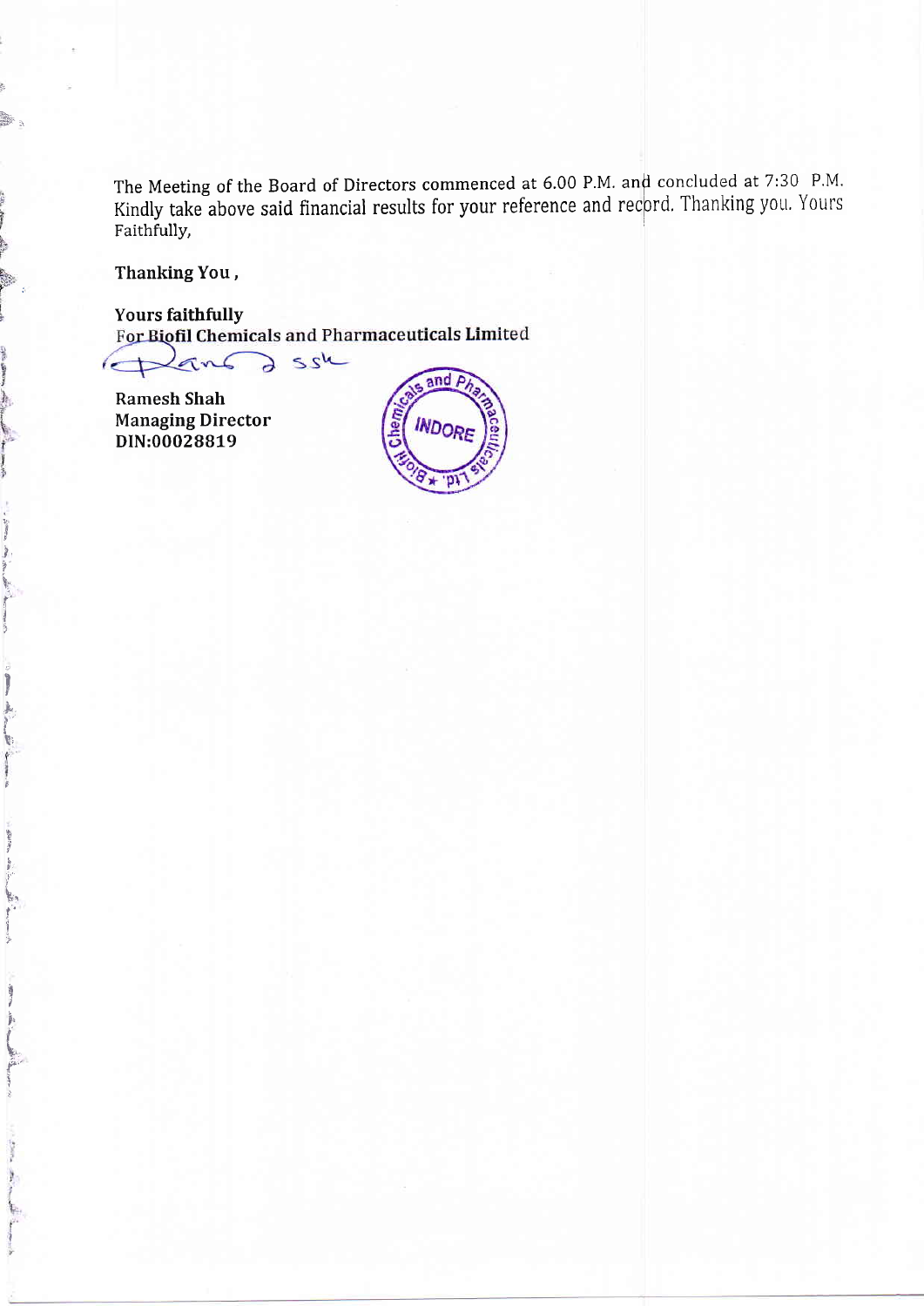The Meeting of the Board of Directors commenced at 6.00 P.M. and concluded at 7:30 P.M. Kindly take above said financial results for your reference and record. Thanking you. Yours Faithfully,

**Thanking You ,**

**Yours faithfully**
**For Biofil Chemicals and Pharmaceuticals Limited**

**Ramesh Shah**
**Managing Director**
**DIN:00028819**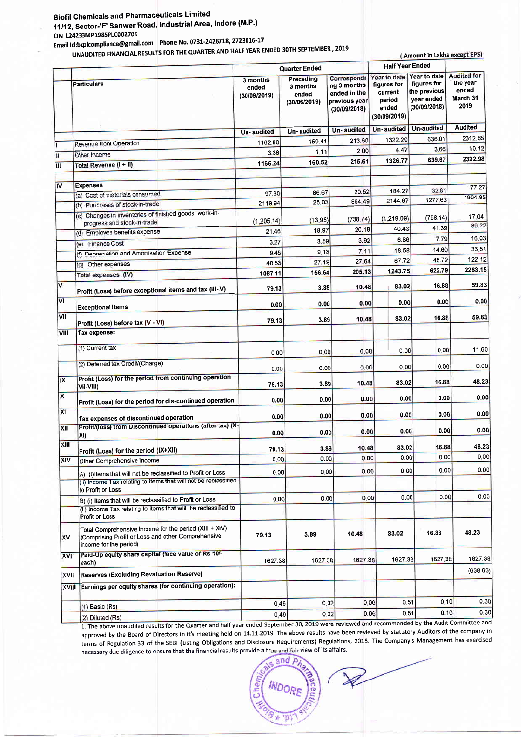**Biofil Chemicals and Pharmaceuticals Limited**

**11/12, Sector-'E' Sanwer Road, Industrial Area, Indore (M.P.)**

**CIN L24233MP1985PLC002709**

**Email Id:bcplcompliance@gmail.com Phone No. 0731-2426718, 2723016-17**

**UNAUDITED FINANCIAL RESULTS FOR THE QUARTER AND HALF YEAR ENDED 30TH SEPTEMBER , 2019**

( Amount in Lakhs except EPS)

| | Particulars | Quarter Ended | | | Half Year Ended | | |
|---|---|---|---|---|---|---|---|
| | | 3 months ended (30/09/2019) | Preceding 3 months ended (30/06/2019) | Corresponding 3 months ended in the previous year (30/09/2018) | Year to date figures for current period ended (30/09/2019) | Year to date figures for the previous year ended (30/09/2018) | Audited for the year ended March 31 2019 |
| | | Un- audited | Un- audited | Un- audited | Un- audited | Un-audited | Audited |
| I | Revenue from Operation | 1162.88 | 159.41 | 213.60 | 1322.29 | 636.01 | 2312.85 |
| II | Other Income | 3.36 | 1.11 | 2.00 | 4.47 | 3.66 | 10.12 |
| III | Total Revenue (I + II) | 1166.24 | 160.52 | 215.61 | 1326.77 | 639.67 | 2322.98 |
| IV | Expenses | | | | | | |
| | (a) Cost of materials consumed | 97.60 | 86.67 | 20.52 | 184.27 | 32.81 | 77.27 |
| | (b) Purchases of stock-in-trade | 2119.94 | 25.03 | 864.49 | 2144.97 | 1277.63 | 1904.95 |
| | (c) Changes in inventories of finished goods, work-in-progress and stock-in-trade | (1,205.14) | (13.95) | (738.74) | (1,219.09) | (798.14) | 17.04 |
| | (d) Employee benefits expense | 21.46 | 18.97 | 20.19 | 40.43 | 41.39 | 89.22 |
| | (e) Finance Cost | 3.27 | 3.59 | 3.92 | 6.86 | 7.79 | 16.03 |
| | (f) Depreciation and Amortisation Expense | 9.45 | 9.13 | 7.11 | 18.58 | 14.60 | 36.51 |
| | (g) Other expenses | 40.53 | 27.19 | 27.64 | 67.72 | 46.72 | 122.12 |
| | Total expenses (IV) | 1087.11 | 156.64 | 205.13 | 1243.75 | 622.79 | 2263.15 |
| V | Profit (Loss) before exceptional items and tax (III-IV) | 79.13 | 3.89 | 10.48 | 83.02 | 16.88 | 59.83 |
| VI | Exceptional Items | 0.00 | 0.00 | 0.00 | 0.00 | 0.00 | 0.00 |
| VII | Profit (Loss) before tax (V - VI) | 79.13 | 3.89 | 10.48 | 83.02 | 16.88 | 59.83 |
| VIII | Tax expense: | | | | | | |
| | (1) Current tax | 0.00 | 0.00 | 0.00 | 0.00 | 0.00 | 11.60 |
| | (2) Deferred tax Credit/(Charge) | 0.00 | 0.00 | 0.00 | 0.00 | 0.00 | 0.00 |
| IX | Profit (Loss) for the period from continuing operation VII-VIII) | 79.13 | 3.89 | 10.48 | 83.02 | 16.88 | 48.23 |
| X | Profit (Loss) for the period for dis-continued operation | 0.00 | 0.00 | 0.00 | 0.00 | 0.00 | 0.00 |
| XI | Tax expenses of discontinued operation | 0.00 | 0.00 | 0.00 | 0.00 | 0.00 | 0.00 |
| XII | Profit/(loss) from Discontinued operations (after tax) (X-XI) | 0.00 | 0.00 | 0.00 | 0.00 | 0.00 | 0.00 |
| XIII | Profit (Loss) for the period (IX+XII) | 79.13 | 3.89 | 10.48 | 83.02 | 16.88 | 48.23 |
| XIV | Other Comprehensive Income | 0.00 | 0.00 | 0.00 | 0.00 | 0.00 | 0.00 |
| | A) (i)Items that will not be reclassified to Profit or Loss | 0.00 | 0.00 | 0.00 | 0.00 | 0.00 | 0.00 |
| | (ii) Income Tax relating to items that will not be reclassified to Profit or Loss | | | | | | |
| | B) (i) Items that will be reclassified to Profit or Loss | 0.00 | 0.00 | 0.00 | 0.00 | 0.00 | 0.00 |
| | (ii) Income Tax relating to items that will be reclassified to Profit or Loss | | | | | | |
| XV | Total Comprehensive Income for the period (XIII + XIV) (Comprising Profit or Loss and other Comprehensive income for the period) | 79.13 | 3.89 | 10.48 | 83.02 | 16.88 | 48.23 |
| XVI | Paid-Up equity share capital (face value of Rs 10/- each) | 1627.38 | 1627.38 | 1627.38 | 1627.38 | 1627.38 | 1627.38 |
| XVII | Reserves (Excluding Revaluation Reserve) | | | | | | (638.63) |
| XVIII | Earnings per equity shares (for continuing operation): | | | | | | |
| | (1) Basic (Rs) | 0.49 | 0.02 | 0.06 | 0.51 | 0.10 | 0.30 |
| | (2) Diluted (Rs) | 0.49 | 0.02 | 0.06 | 0.51 | 0.10 | 0.30 |

1. The above unaudited results for the Quarter and half year ended September 30, 2019 were reviewed and recommended by the Audit Committee and approved by the Board of Directors in it's meeting held on 14.11.2019. The above results have been reviewed by statutory Auditors of the company in terms of Regulation 33 of the SEBI (Listing Obligations and Disclosure Requirements) Regulations, 2015. The Company's Management has exercised necessary due diligence to ensure that the financial results provide a true and fair view of its affairs.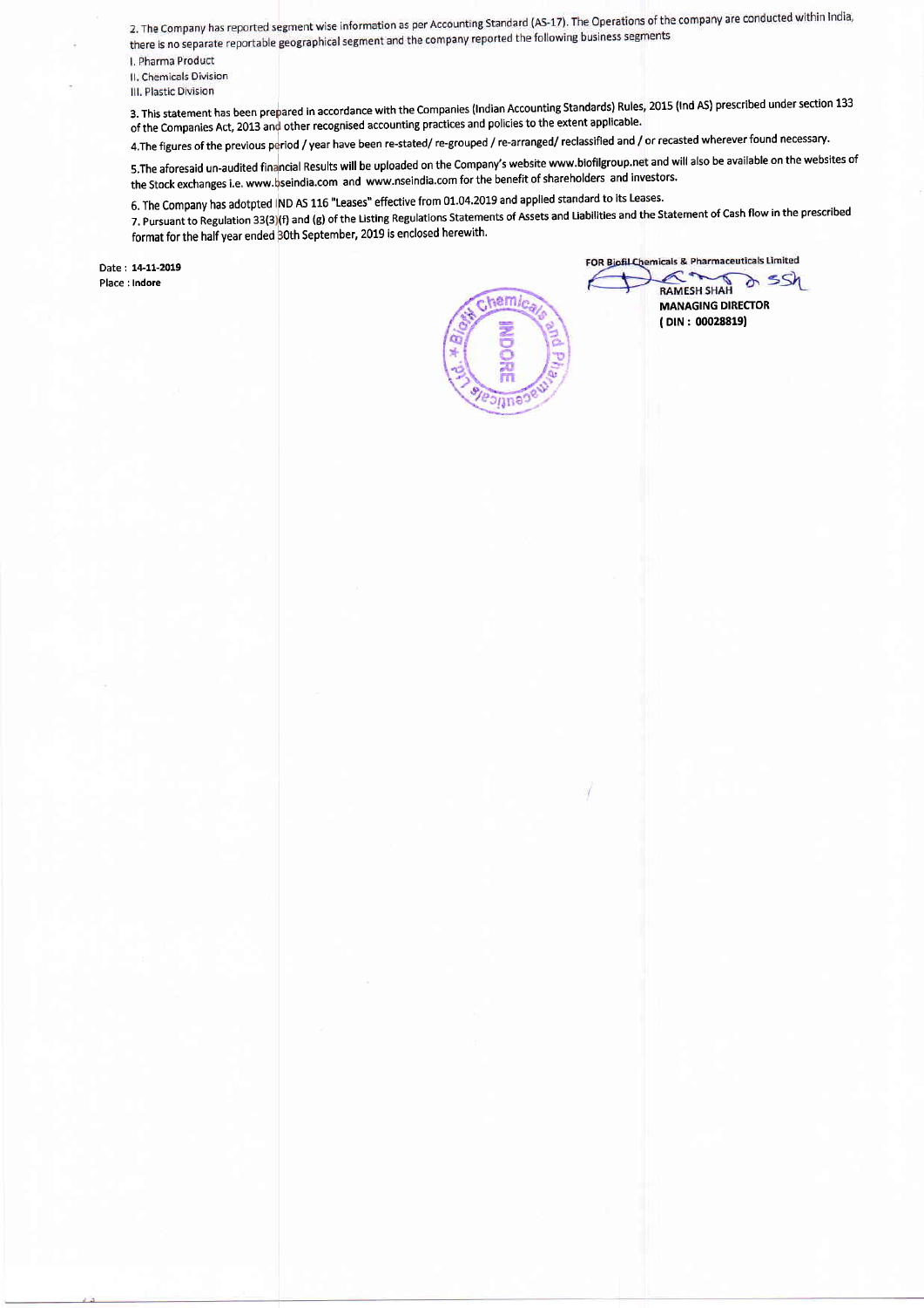2. The Company has reported segment wise information as per Accounting Standard (AS-17). The Operations of the company are conducted within India, there is no separate reportable geographical segment and the company reported the following business segments

I. Pharma Product
II. Chemicals Division
III. Plastic Division

3. This statement has been prepared in accordance with the Companies (Indian Accounting Standards) Rules, 2015 (Ind AS) prescribed under section 133 of the Companies Act, 2013 and other recognised accounting practices and policies to the extent applicable.

4.The figures of the previous period / year have been re-stated/ re-grouped / re-arranged/ reclassified and / or recasted wherever found necessary.

5.The aforesaid un-audited financial Results will be uploaded on the Company's website www.biofilgroup.net and will also be available on the websites of the Stock exchanges i.e. www.bseindia.com and www.nseindia.com for the benefit of shareholders and investors.

6. The Company has adotpted IND AS 116 "Leases" effective from 01.04.2019 and applied standard to its Leases.

7. Pursuant to Regulation 33(3)(f) and (g) of the Listing Regulations Statements of Assets and Liabilities and the Statement of Cash flow in the prescribed format for the half year ended 30th September, 2019 is enclosed herewith.

Date : **14-11-2019**
Place : **Indore**

FOR Biofil Chemicals & Pharmaceuticals Limited

**RAMESH SHAH**
**MANAGING DIRECTOR**
**( DIN : 00028819)**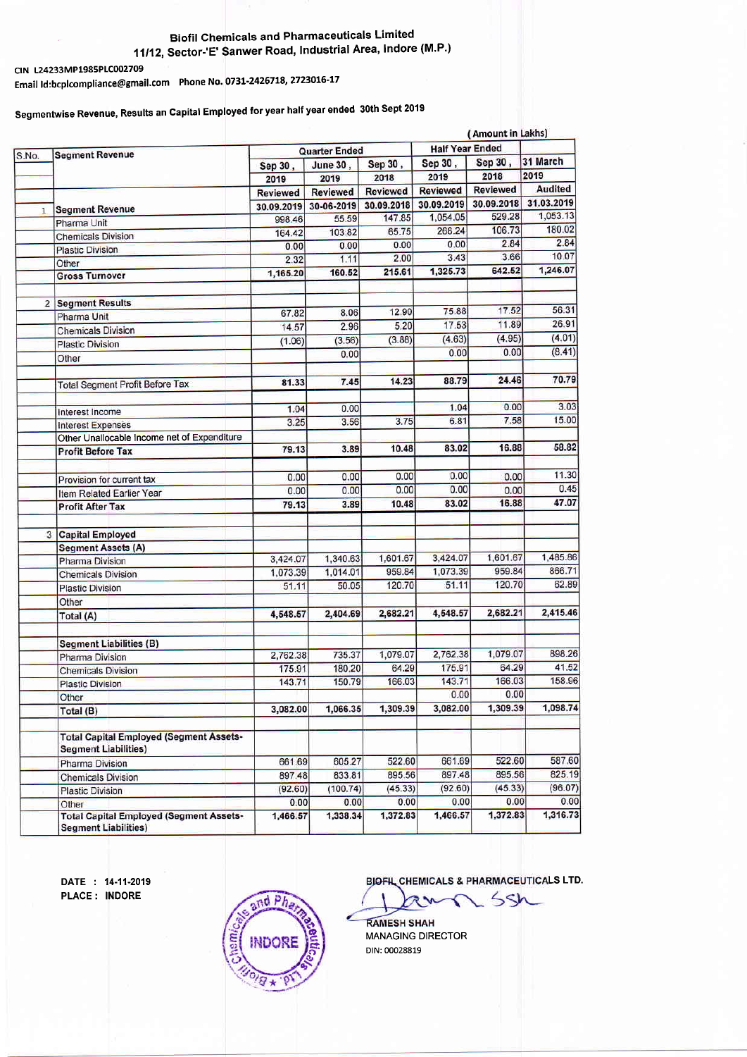# Biofil Chemicals and Pharmaceuticals Limited

## 11/12, Sector-'E' Sanwer Road, Industrial Area, Indore (M.P.)

CIN L24233MP1985PLC002709

Email Id:bcplcompliance@gmail.com Phone No. 0731-2426718, 2723016-17

### Segmentwise Revenue, Results an Capital Employed for year half year ended 30th Sept 2019

(Amount in Lakhs)

| S.No. | Segment Revenue | Quarter Ended | | | Half Year Ended | | 31 March |
|---|---|---|---|---|---|---|---|
| | | Sep 30, 2019 | June 30, 2019 | Sep 30, 2018 | Sep 30, 2019 | Sep 30, 2018 | 2019 |
| | | Reviewed | Reviewed | Reviewed | Reviewed | Reviewed | Audited |
| 1 | **Segment Revenue** | 30.09.2019 | 30-06-2019 | 30.09.2018 | 30.09.2019 | 30.09.2018 | 31.03.2019 |
| | Pharma Unit | 998.46 | 55.59 | 147.85 | 1,054.05 | 529.28 | 1,053.13 |
| | Chemicals Division | 164.42 | 103.82 | 65.75 | 268.24 | 106.73 | 180.02 |
| | Plastic Division | 0.00 | 0.00 | 0.00 | 0.00 | 2.84 | 2.84 |
| | Other | 2.32 | 1.11 | 2.00 | 3.43 | 3.66 | 10.07 |
| | **Gross Turnover** | 1,165.20 | 160.52 | 215.61 | 1,325.73 | 642.52 | 1,246.07 |
| | | | | | | | |
| 2 | **Segment Results** | | | | | | |
| | Pharma Unit | 67.82 | 8.06 | 12.90 | 75.88 | 17.52 | 56.31 |
| | Chemicals Division | 14.57 | 2.96 | 5.20 | 17.53 | 11.89 | 26.91 |
| | Plastic Division | (1.06) | (3.56) | (3.88) | (4.63) | (4.95) | (4.01) |
| | Other | | 0.00 | | 0.00 | 0.00 | (8.41) |
| | | | | | | | |
| | Total Segment Profit Before Tax | 81.33 | 7.45 | 14.23 | 88.79 | 24.46 | 70.79 |
| | | | | | | | |
| | Interest Income | 1.04 | 0.00 | | 1.04 | 0.00 | 3.03 |
| | Interest Expenses | 3.25 | 3.56 | 3.75 | 6.81 | 7.58 | 15.00 |
| | Other Unallocable Income net of Expenditure | | | | | | |
| | **Profit Before Tax** | 79.13 | 3.89 | 10.48 | 83.02 | 16.88 | 58.82 |
| | | | | | | | |
| | Provision for current tax | 0.00 | 0.00 | 0.00 | 0.00 | 0.00 | 11.30 |
| | Item Related Earlier Year | 0.00 | 0.00 | 0.00 | 0.00 | 0.00 | 0.45 |
| | **Profit After Tax** | 79.13 | 3.89 | 10.48 | 83.02 | 16.88 | 47.07 |
| | | | | | | | |
| 3 | **Capital Employed** | | | | | | |
| | **Segment Assets (A)** | | | | | | |
| | Pharma Division | 3,424.07 | 1,340.63 | 1,601.67 | 3,424.07 | 1,601.67 | 1,485.86 |
| | Chemicals Division | 1,073.39 | 1,014.01 | 959.84 | 1,073.39 | 959.84 | 866.71 |
| | Plastic Division | 51.11 | 50.05 | 120.70 | 51.11 | 120.70 | 62.89 |
| | Other | | | | | | |
| | Total (A) | 4,548.57 | 2,404.69 | 2,682.21 | 4,548.57 | 2,682.21 | 2,415.46 |
| | | | | | | | |
| | **Segment Liabilities (B)** | | | | | | |
| | Pharma Division | 2,762.38 | 735.37 | 1,079.07 | 2,762.38 | 1,079.07 | 898.26 |
| | Chemicals Division | 175.91 | 180.20 | 64.29 | 175.91 | 64.29 | 41.52 |
| | Plastic Division | 143.71 | 150.79 | 166.03 | 143.71 | 166.03 | 158.96 |
| | Other | | | | 0.00 | 0.00 | |
| | Total (B) | 3,082.00 | 1,066.35 | 1,309.39 | 3,082.00 | 1,309.39 | 1,098.74 |
| | | | | | | | |
| | **Total Capital Employed (Segment Assets-Segment Liabilities)** | | | | | | |
| | Pharma Division | 661.69 | 605.27 | 522.60 | 661.69 | 522.60 | 587.60 |
| | Chemicals Division | 897.48 | 833.81 | 895.56 | 897.48 | 895.56 | 825.19 |
| | Plastic Division | (92.60) | (100.74) | (45.33) | (92.60) | (45.33) | (96.07) |
| | Other | 0.00 | 0.00 | 0.00 | 0.00 | 0.00 | 0.00 |
| | **Total Capital Employed (Segment Assets-Segment Liabilities)** | 1,466.57 | 1,338.34 | 1,372.83 | 1,466.57 | 1,372.83 | 1,316.73 |

DATE : 14-11-2019

PLACE : INDORE

BIOFIL CHEMICALS & PHARMACEUTICALS LTD.

RAMESH SHAH

MANAGING DIRECTOR

DIN: 00028819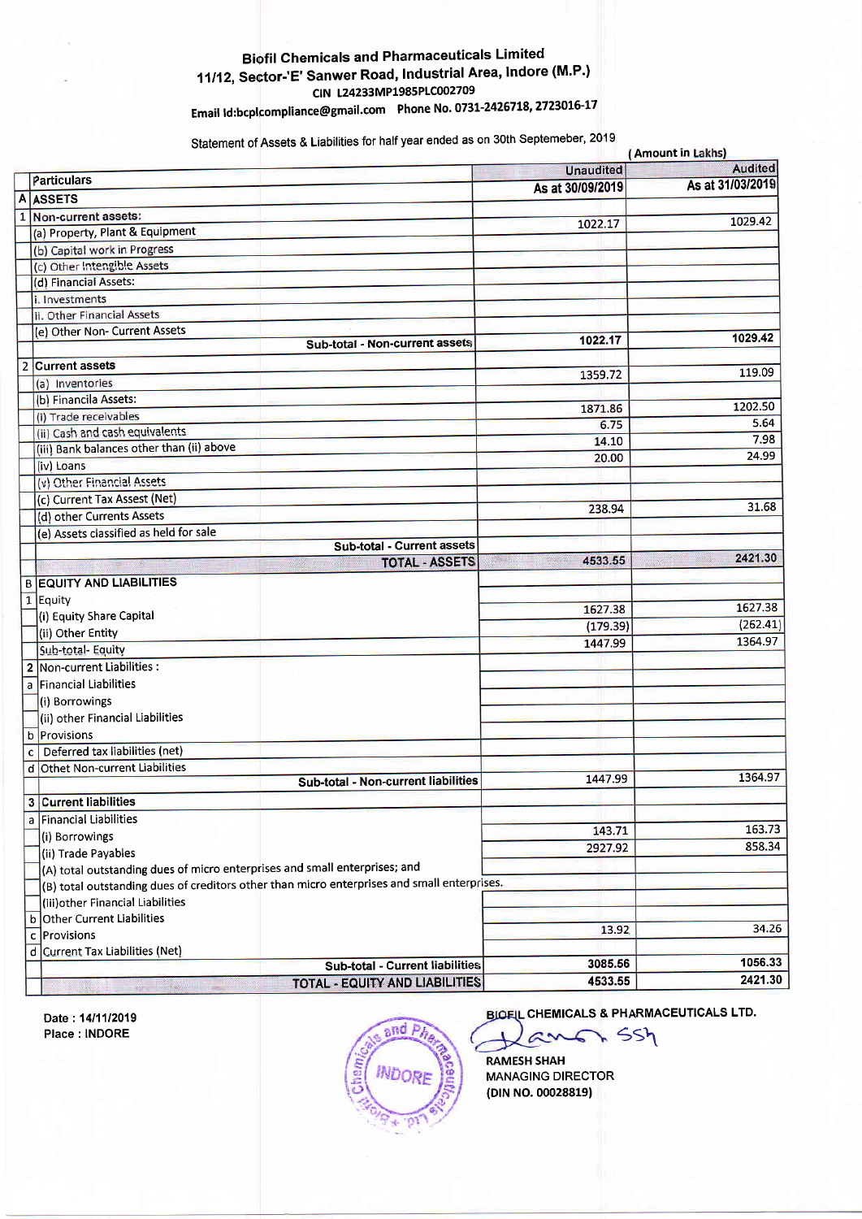# Biofil Chemicals and Pharmaceuticals Limited

**11/12, Sector-'E' Sanwer Road, Industrial Area, Indore (M.P.)**

**CIN L24233MP1985PLC002709**

**Email Id:bcplcompliance@gmail.com Phone No. 0731-2426718, 2723016-17**

Statement of Assets & Liabilities for half year ended as on 30th Septemeber, 2019

**( Amount in Lakhs)**

| | Particulars | Unaudited As at 30/09/2019 | Audited As at 31/03/2019 |
|---|---|---|---|
| A | **ASSETS** | | |
| 1 | **Non-current assets:** | | |
| | (a) Property, Plant & Equipment | 1022.17 | 1029.42 |
| | (b) Capital work in Progress | | |
| | (c) Other Intengible Assets | | |
| | (d) Financial Assets: | | |
| | i. Investments | | |
| | ii. Other Financial Assets | | |
| | (e) Other Non- Current Assets | | |
| | **Sub-total - Non-current assets** | **1022.17** | **1029.42** |
| 2 | **Current assets** | | |
| | (a) Inventories | 1359.72 | 119.09 |
| | (b) Financila Assets: | | |
| | (i) Trade receivables | 1871.86 | 1202.50 |
| | (ii) Cash and cash equivalents | 6.75 | 5.64 |
| | (iii) Bank balances other than (ii) above | 14.10 | 7.98 |
| | (iv) Loans | 20.00 | 24.99 |
| | (v) Other Financial Assets | | |
| | (c) Current Tax Assest (Net) | | |
| | (d) other Currents Assets | 238.94 | 31.68 |
| | (e) Assets classified as held for sale | | |
| | **Sub-total - Current assets** | | |
| | **TOTAL - ASSETS** | **4533.55** | **2421.30** |
| B | **EQUITY AND LIABILITIES** | | |
| 1 | Equity | | |
| | (i) Equity Share Capital | 1627.38 | 1627.38 |
| | (ii) Other Entity | (179.39) | (262.41) |
| | Sub-total- Equity | 1447.99 | 1364.97 |
| 2 | Non-current Liabilities : | | |
| a | Financial Liabilities | | |
| | (i) Borrowings | | |
| | (ii) other Financial Liabilities | | |
| b | Provisions | | |
| c | Deferred tax liabilities (net) | | |
| d | Othet Non-current Liabilities | | |
| | **Sub-total - Non-current liabilities** | 1447.99 | 1364.97 |
| 3 | **Current liabilities** | | |
| a | Financial Liabilities | | |
| | (i) Borrowings | 143.71 | 163.73 |
| | (ii) Trade Payables | 2927.92 | 858.34 |
| | (A) total outstanding dues of micro enterprises and small enterprises; and | | |
| | (B) total outstanding dues of creditors other than micro enterprises and small enterprises. | | |
| | (iii)other Financial Liabilities | | |
| b | Other Current Liabilities | | |
| c | Provisions | 13.92 | 34.26 |
| d | Current Tax Liabilities (Net) | | |
| | **Sub-total - Current liabilities** | **3085.56** | **1056.33** |
| | **TOTAL - EQUITY AND LIABILITIES** | **4533.55** | **2421.30** |

**Date : 14/11/2019**
**Place : INDORE**

**BIOFIL CHEMICALS & PHARMACEUTICALS LTD.**

**RAMESH SHAH**
**MANAGING DIRECTOR**
**(DIN NO. 00028819)**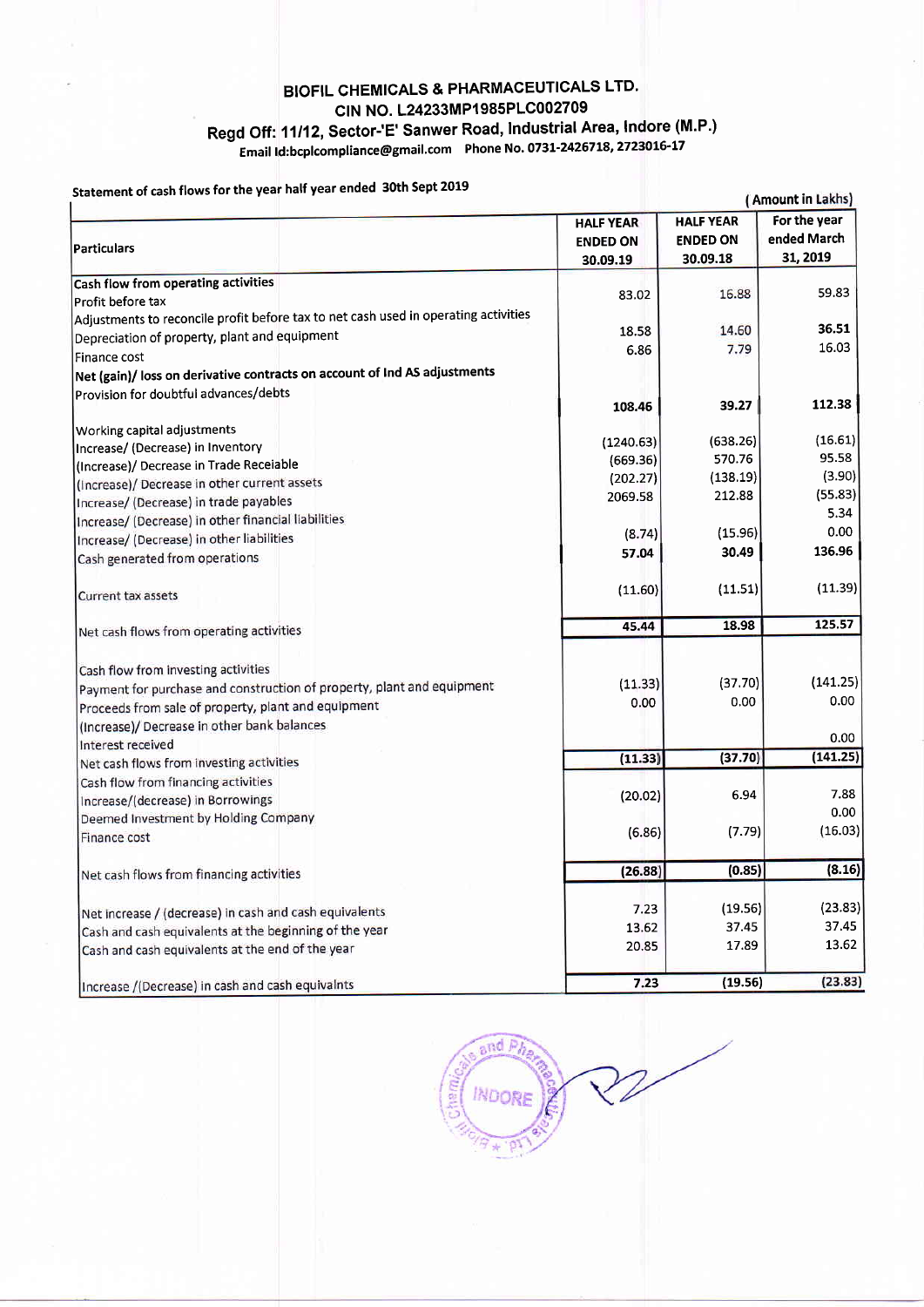# BIOFIL CHEMICALS & PHARMACEUTICALS LTD.

## CIN NO. L24233MP1985PLC002709

### Regd Off: 11/12, Sector-'E' Sanwer Road, Industrial Area, Indore (M.P.)

Email Id:bcplcompliance@gmail.com Phone No. 0731-2426718, 2723016-17

**Statement of cash flows for the year half year ended 30th Sept 2019**

( Amount in Lakhs)

| Particulars | HALF YEAR ENDED ON 30.09.19 | HALF YEAR ENDED ON 30.09.18 | For the year ended March 31, 2019 |
|---|---|---|---|
| **Cash flow from operating activities** | | | |
| Profit before tax | 83.02 | 16.88 | 59.83 |
| Adjustments to reconcile profit before tax to net cash used in operating activities | | | |
| Depreciation of property, plant and equipment | 18.58 | 14.60 | 36.51 |
| Finance cost | 6.86 | 7.79 | 16.03 |
| **Net (gain)/ loss on derivative contracts on account of Ind AS adjustments** | | | |
| Provision for doubtful advances/debts | | | |
| | **108.46** | **39.27** | **112.38** |
| Working capital adjustments | | | |
| Increase/ (Decrease) in Inventory | (1240.63) | (638.26) | (16.61) |
| (Increase)/ Decrease in Trade Receiable | (669.36) | 570.76 | 95.58 |
| (Increase)/ Decrease in other current assets | (202.27) | (138.19) | (3.90) |
| Increase/ (Decrease) in trade payables | 2069.58 | 212.88 | (55.83) |
| Increase/ (Decrease) in other financial liabilities | | | 5.34 |
| Increase/ (Decrease) in other liabilities | (8.74) | (15.96) | 0.00 |
| Cash generated from operations | **57.04** | **30.49** | **136.96** |
| Current tax assets | (11.60) | (11.51) | (11.39) |
| Net cash flows from operating activities | **45.44** | **18.98** | **125.57** |
| Cash flow from investing activities | | | |
| Payment for purchase and construction of property, plant and equipment | (11.33) | (37.70) | (141.25) |
| Proceeds from sale of property, plant and equipment | 0.00 | 0.00 | 0.00 |
| (Increase)/ Decrease in other bank balances | | | |
| Interest received | | | 0.00 |
| Net cash flows from investing activities | **(11.33)** | **(37.70)** | **(141.25)** |
| Cash flow from financing activities | | | |
| Increase/(decrease) in Borrowings | (20.02) | 6.94 | 7.88 |
| Deemed Investment by Holding Company | | | 0.00 |
| Finance cost | (6.86) | (7.79) | (16.03) |
| Net cash flows from financing activities | **(26.88)** | **(0.85)** | **(8.16)** |
| Net increase / (decrease) in cash and cash equivalents | 7.23 | (19.56) | (23.83) |
| Cash and cash equivalents at the beginning of the year | 13.62 | 37.45 | 37.45 |
| Cash and cash equivalents at the end of the year | 20.85 | 17.89 | 13.62 |
| Increase /(Decrease) in cash and cash equivalnts | **7.23** | **(19.56)** | **(23.83)** |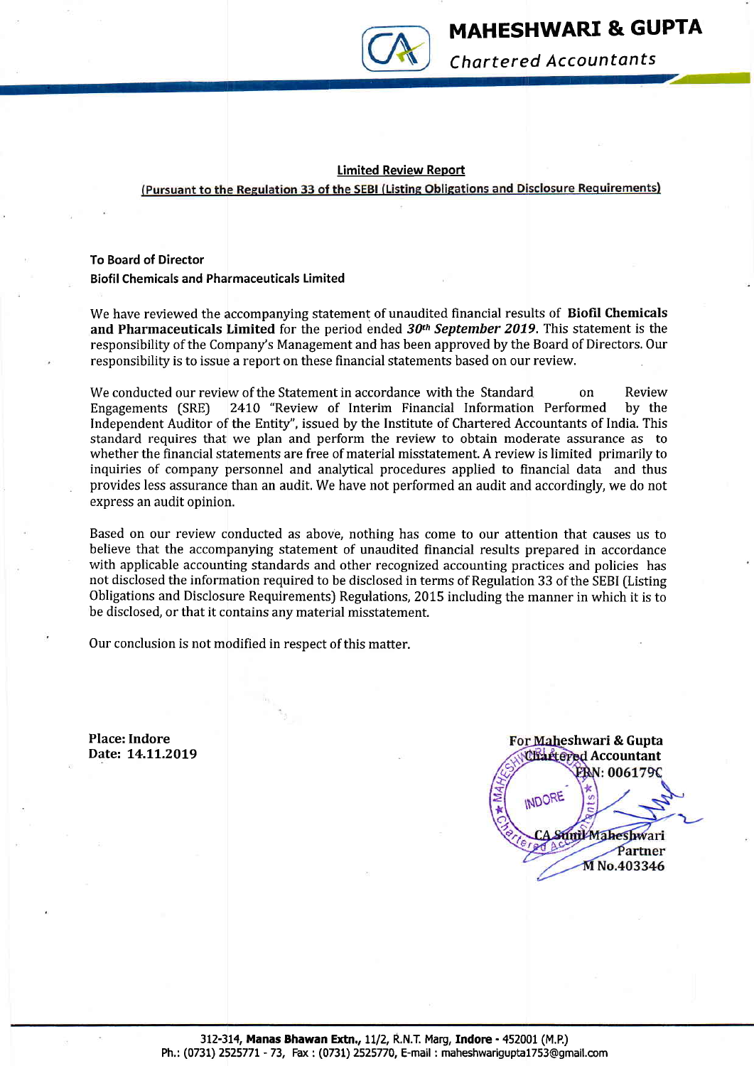# MAHESHWARI & GUPTA

*Chartered Accountants*

**Limited Review Report**

**(Pursuant to the Regulation 33 of the SEBI (Listing Obligations and Disclosure Requirements)**

**To Board of Director**
**Biofil Chemicals and Pharmaceuticals Limited**

We have reviewed the accompanying statement of unaudited financial results of **Biofil Chemicals and Pharmaceuticals Limited** for the period ended ***30th September 2019***. This statement is the responsibility of the Company's Management and has been approved by the Board of Directors. Our responsibility is to issue a report on these financial statements based on our review.

We conducted our review of the Statement in accordance with the Standard on Review Engagements (SRE) 2410 "Review of Interim Financial Information Performed by the Independent Auditor of the Entity", issued by the Institute of Chartered Accountants of India. This standard requires that we plan and perform the review to obtain moderate assurance as to whether the financial statements are free of material misstatement. A review is limited primarily to inquiries of company personnel and analytical procedures applied to financial data and thus provides less assurance than an audit. We have not performed an audit and accordingly, we do not express an audit opinion.

Based on our review conducted as above, nothing has come to our attention that causes us to believe that the accompanying statement of unaudited financial results prepared in accordance with applicable accounting standards and other recognized accounting practices and policies has not disclosed the information required to be disclosed in terms of Regulation 33 of the SEBI (Listing Obligations and Disclosure Requirements) Regulations, 2015 including the manner in which it is to be disclosed, or that it contains any material misstatement.

Our conclusion is not modified in respect of this matter.

**Place: Indore**
**Date: 14.11.2019**

**For Maheshwari & Gupta**
**Chartered Accountant**
**FRN: 006179C**

**CA Sunil Maheshwari**
**Partner**
**M No.403346**

312-314, **Manas Bhawan Extn.,** 11/2, R.N.T. Marg, **Indore** - 452001 (M.P.)
Ph.: (0731) 2525771 - 73, Fax : (0731) 2525770, E-mail : maheshwarigupta1753@gmail.com